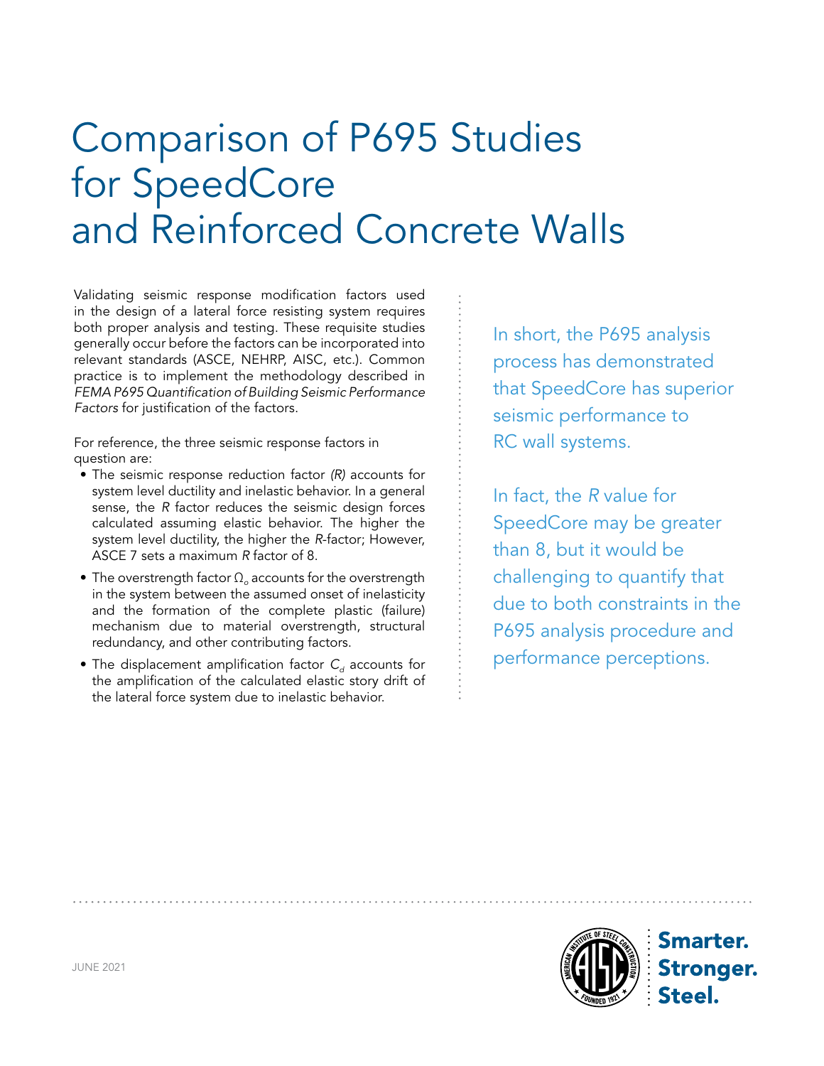# Comparison of P695 Studies for SpeedCore and Reinforced Concrete Walls

Validating seismic response modification factors used in the design of a lateral force resisting system requires both proper analysis and testing. These requisite studies generally occur before the factors can be incorporated into relevant standards (ASCE, NEHRP, AISC, etc.). Common practice is to implement the methodology described in *FEMA P695 Quantification of Building Seismic Performance Factors* for justification of the factors.

For reference, the three seismic response factors in question are:

- The seismic response reduction factor *(R)* accounts for system level ductility and inelastic behavior. In a general sense, the *R* factor reduces the seismic design forces calculated assuming elastic behavior. The higher the system level ductility, the higher the *R*-factor; However, ASCE 7 sets a maximum *R* factor of 8.
- The overstrength factor $\Omega_o$ accounts for the overstrength in the system between the assumed onset of inelasticity and the formation of the complete plastic (failure) mechanism due to material overstrength, structural redundancy, and other contributing factors.
- The displacement amplification factor $C_d$ accounts for the amplification of the calculated elastic story drift of the lateral force system due to inelastic behavior.

In short, the P695 analysis process has demonstrated that SpeedCore has superior seismic performance to RC wall systems.

In fact, the *R* value for SpeedCore may be greater than 8, but it would be challenging to quantify that due to both constraints in the P695 analysis procedure and performance perceptions.

JUNE 2021

Smarter. Stronger. Steel.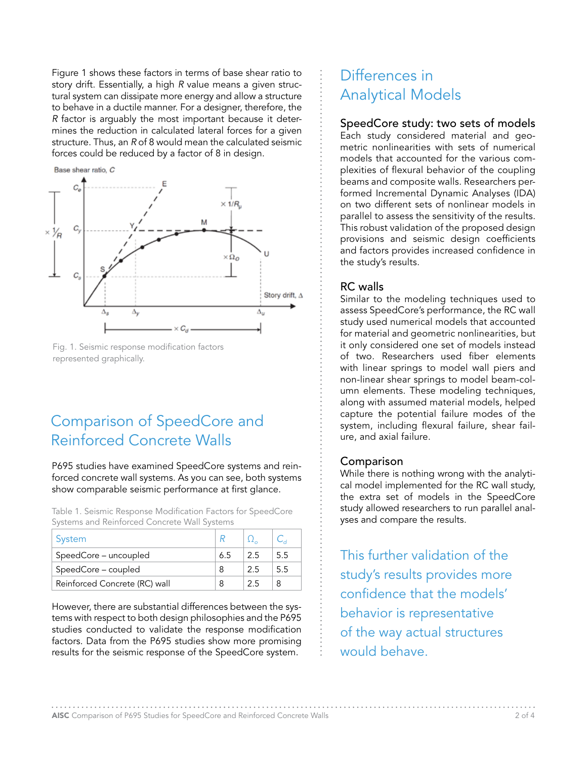Figure 1 shows these factors in terms of base shear ratio to story drift. Essentially, a high $R$ value means a given structural system can dissipate more energy and allow a structure to behave in a ductile manner. For a designer, therefore, the $R$ factor is arguably the most important because it determines the reduction in calculated lateral forces for a given structure. Thus, an $R$ of 8 would mean the calculated seismic forces could be reduced by a factor of 8 in design.

Fig. 1. Seismic response modification factors represented graphically.

## Comparison of SpeedCore and Reinforced Concrete Walls

P695 studies have examined SpeedCore systems and reinforced concrete wall systems. As you can see, both systems show comparable seismic performance at first glance.

Table 1. Seismic Response Modification Factors for SpeedCore Systems and Reinforced Concrete Wall Systems

| System | $R$ | $\Omega_o$ | $C_d$ |
|---|---|---|---|
| SpeedCore – uncoupled | 6.5 | 2.5 | 5.5 |
| SpeedCore – coupled | 8 | 2.5 | 5.5 |
| Reinforced Concrete (RC) wall | 8 | 2.5 | 8 |

However, there are substantial differences between the systems with respect to both design philosophies and the P695 studies conducted to validate the response modification factors. Data from the P695 studies show more promising results for the seismic response of the SpeedCore system.

## Differences in Analytical Models

### SpeedCore study: two sets of models

Each study considered material and geometric nonlinearities with sets of numerical models that accounted for the various complexities of flexural behavior of the coupling beams and composite walls. Researchers performed Incremental Dynamic Analyses (IDA) on two different sets of nonlinear models in parallel to assess the sensitivity of the results. This robust validation of the proposed design provisions and seismic design coefficients and factors provides increased confidence in the study's results.

### RC walls

Similar to the modeling techniques used to assess SpeedCore's performance, the RC wall study used numerical models that accounted for material and geometric nonlinearities, but it only considered one set of models instead of two. Researchers used fiber elements with linear springs to model wall piers and non-linear shear springs to model beam-column elements. These modeling techniques, along with assumed material models, helped capture the potential failure modes of the system, including flexural failure, shear failure, and axial failure.

### Comparison

While there is nothing wrong with the analytical model implemented for the RC wall study, the extra set of models in the SpeedCore study allowed researchers to run parallel analyses and compare the results.

This further validation of the study's results provides more confidence that the models' behavior is representative of the way actual structures would behave.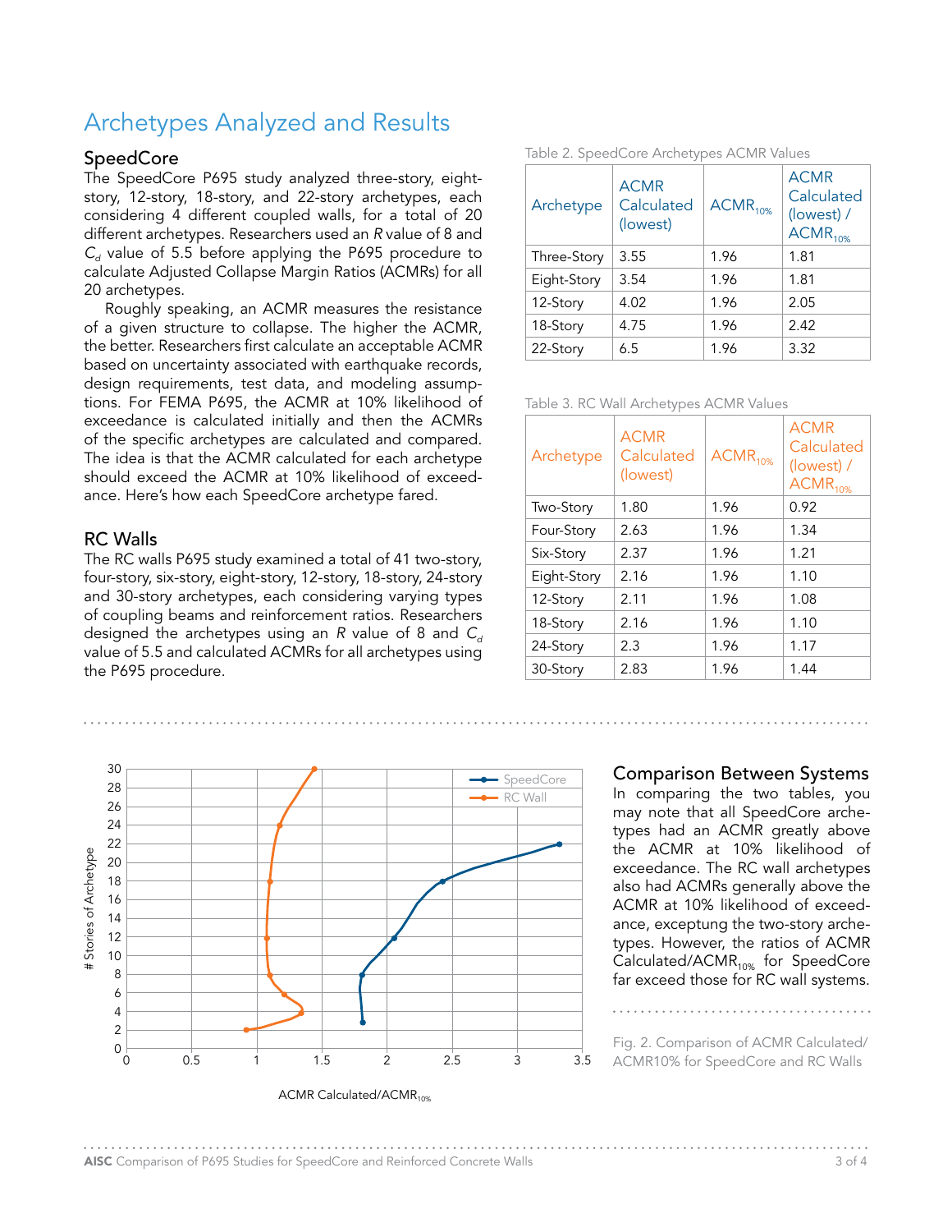# Archetypes Analyzed and Results

## SpeedCore

The SpeedCore P695 study analyzed three-story, eight-story, 12-story, 18-story, and 22-story archetypes, each considering 4 different coupled walls, for a total of 20 different archetypes. Researchers used an *R* value of 8 and $C_d$ value of 5.5 before applying the P695 procedure to calculate Adjusted Collapse Margin Ratios (ACMRs) for all 20 archetypes.

Roughly speaking, an ACMR measures the resistance of a given structure to collapse. The higher the ACMR, the better. Researchers first calculate an acceptable ACMR based on uncertainty associated with earthquake records, design requirements, test data, and modeling assumptions. For FEMA P695, the ACMR at 10% likelihood of exceedance is calculated initially and then the ACMRs of the specific archetypes are calculated and compared. The idea is that the ACMR calculated for each archetype should exceed the ACMR at 10% likelihood of exceedance. Here's how each SpeedCore archetype fared.

Table 2. SpeedCore Archetypes ACMR Values

| Archetype | ACMR Calculated (lowest) | $ACMR_{10\%}$ | ACMR Calculated (lowest) / $ACMR_{10\%}$ |
|---|---|---|---|
| Three-Story | 3.55 | 1.96 | 1.81 |
| Eight-Story | 3.54 | 1.96 | 1.81 |
| 12-Story | 4.02 | 1.96 | 2.05 |
| 18-Story | 4.75 | 1.96 | 2.42 |
| 22-Story | 6.5 | 1.96 | 3.32 |

## RC Walls

The RC walls P695 study examined a total of 41 two-story, four-story, six-story, eight-story, 12-story, 18-story, 24-story and 30-story archetypes, each considering varying types of coupling beams and reinforcement ratios. Researchers designed the archetypes using an *R* value of 8 and $C_d$ value of 5.5 and calculated ACMRs for all archetypes using the P695 procedure.

Table 3. RC Wall Archetypes ACMR Values

| Archetype | ACMR Calculated (lowest) | $ACMR_{10\%}$ | ACMR Calculated (lowest) / $ACMR_{10\%}$ |
|---|---|---|---|
| Two-Story | 1.80 | 1.96 | 0.92 |
| Four-Story | 2.63 | 1.96 | 1.34 |
| Six-Story | 2.37 | 1.96 | 1.21 |
| Eight-Story | 2.16 | 1.96 | 1.10 |
| 12-Story | 2.11 | 1.96 | 1.08 |
| 18-Story | 2.16 | 1.96 | 1.10 |
| 24-Story | 2.3 | 1.96 | 1.17 |
| 30-Story | 2.83 | 1.96 | 1.44 |

## Comparison Between Systems

In comparing the two tables, you may note that all SpeedCore archetypes had an ACMR greatly above the ACMR at 10% likelihood of exceedance. The RC wall archetypes also had ACMRs generally above the ACMR at 10% likelihood of exceedance, exceptung the two-story archetypes. However, the ratios of ACMR Calculated/$ACMR_{10\%}$ for SpeedCore far exceed those for RC wall systems.

Fig. 2. Comparison of ACMR Calculated/ACMR10% for SpeedCore and RC Walls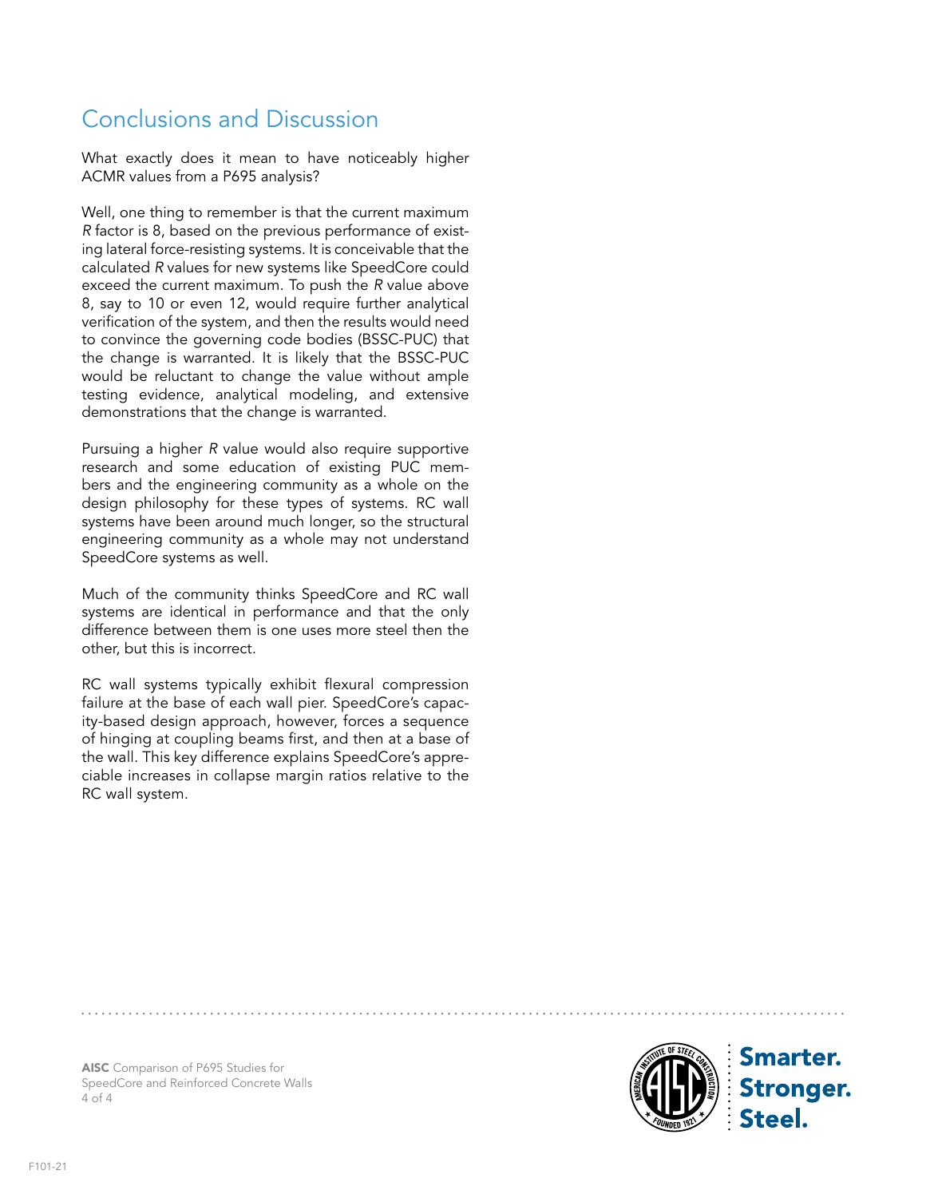## Conclusions and Discussion

What exactly does it mean to have noticeably higher ACMR values from a P695 analysis?

Well, one thing to remember is that the current maximum *R* factor is 8, based on the previous performance of existing lateral force-resisting systems. It is conceivable that the calculated *R* values for new systems like SpeedCore could exceed the current maximum. To push the *R* value above 8, say to 10 or even 12, would require further analytical verification of the system, and then the results would need to convince the governing code bodies (BSSC-PUC) that the change is warranted. It is likely that the BSSC-PUC would be reluctant to change the value without ample testing evidence, analytical modeling, and extensive demonstrations that the change is warranted.

Pursuing a higher *R* value would also require supportive research and some education of existing PUC members and the engineering community as a whole on the design philosophy for these types of systems. RC wall systems have been around much longer, so the structural engineering community as a whole may not understand SpeedCore systems as well.

Much of the community thinks SpeedCore and RC wall systems are identical in performance and that the only difference between them is one uses more steel then the other, but this is incorrect.

RC wall systems typically exhibit flexural compression failure at the base of each wall pier. SpeedCore's capacity-based design approach, however, forces a sequence of hinging at coupling beams first, and then at a base of the wall. This key difference explains SpeedCore's appreciable increases in collapse margin ratios relative to the RC wall system.